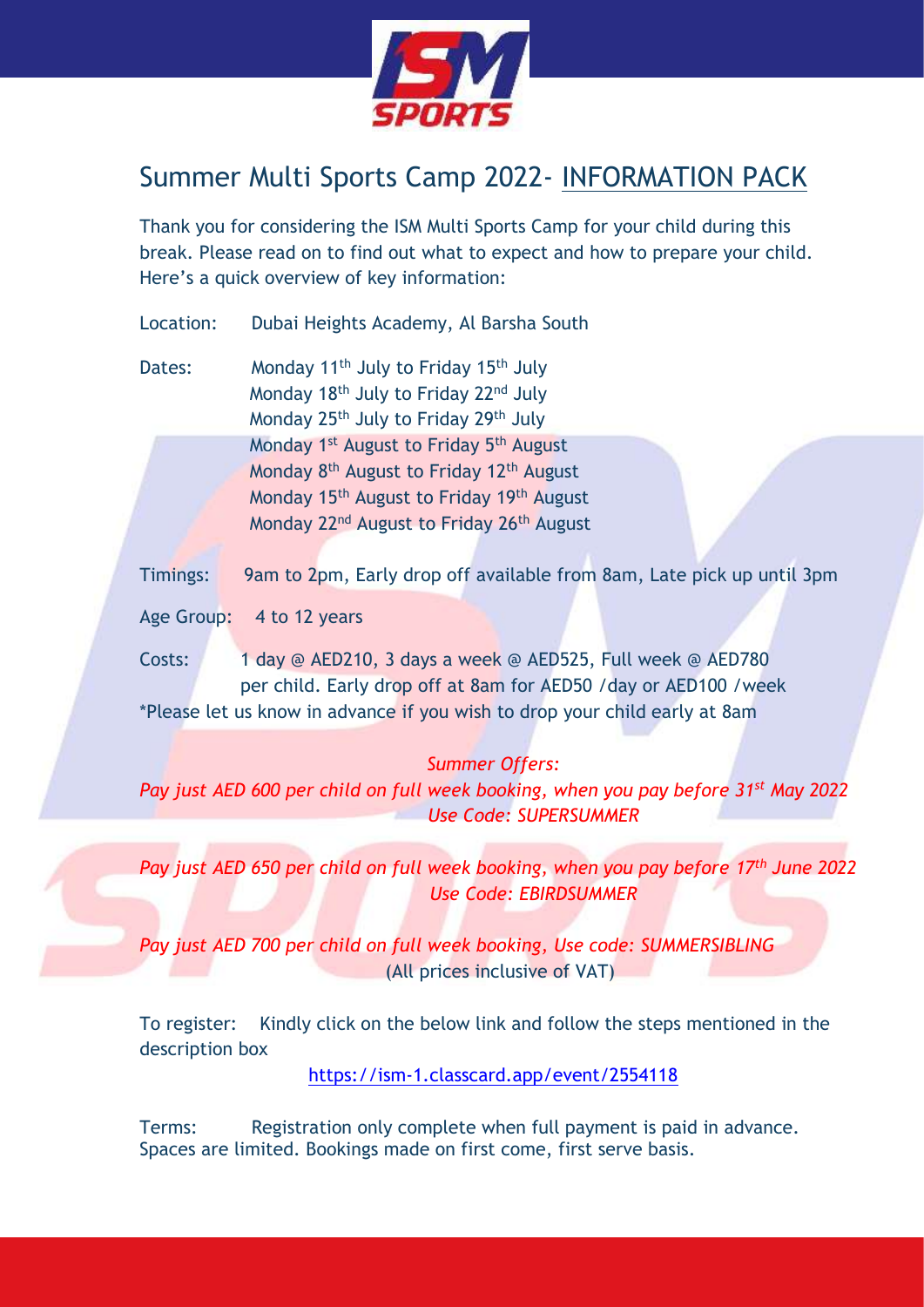# Summer Multi Sports Camp 2022- INFORMATION PACK

Thank you for considering the ISM Multi Sports Camp for your child during this break. Please read on to find out what to expect and how to prepare your child. Here's a quick overview of key information:

Location: Dubai Heights Academy, Al Barsha South

Dates:
- Monday 11th July to Friday 15th July
- Monday 18th July to Friday 22nd July
- Monday 25th July to Friday 29th July
- Monday 1st August to Friday 5th August
- Monday 8th August to Friday 12th August
- Monday 15th August to Friday 19th August
- Monday 22nd August to Friday 26th August

Timings: 9am to 2pm, Early drop off available from 8am, Late pick up until 3pm

Age Group: 4 to 12 years

Costs: 1 day @ AED210, 3 days a week @ AED525, Full week @ AED780 per child. Early drop off at 8am for AED50 /day or AED100 /week

*Please let us know in advance if you wish to drop your child early at 8am

*Summer Offers:*

*Pay just AED 600 per child on full week booking, when you pay before 31st May 2022*
*Use Code: SUPERSUMMER*

*Pay just AED 650 per child on full week booking, when you pay before 17th June 2022*
*Use Code: EBIRDSUMMER*

*Pay just AED 700 per child on full week booking, Use code: SUMMERSIBLING*

(All prices inclusive of VAT)

To register: Kindly click on the below link and follow the steps mentioned in the description box

https://ism-1.classcard.app/event/2554118

Terms: Registration only complete when full payment is paid in advance. Spaces are limited. Bookings made on first come, first serve basis.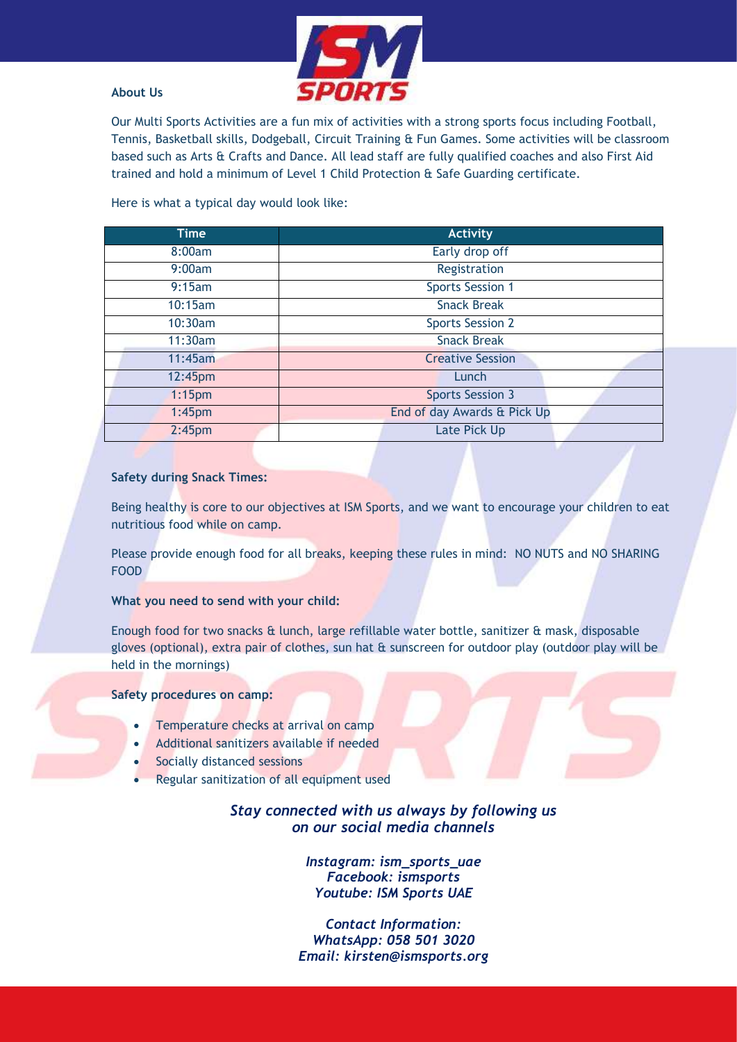**About Us**

Our Multi Sports Activities are a fun mix of activities with a strong sports focus including Football, Tennis, Basketball skills, Dodgeball, Circuit Training & Fun Games. Some activities will be classroom based such as Arts & Crafts and Dance. All lead staff are fully qualified coaches and also First Aid trained and hold a minimum of Level 1 Child Protection & Safe Guarding certificate.

Here is what a typical day would look like:

| Time | Activity |
|---|---|
| 8:00am | Early drop off |
| 9:00am | Registration |
| 9:15am | Sports Session 1 |
| 10:15am | Snack Break |
| 10:30am | Sports Session 2 |
| 11:30am | Snack Break |
| 11:45am | Creative Session |
| 12:45pm | Lunch |
| 1:15pm | Sports Session 3 |
| 1:45pm | End of day Awards & Pick Up |
| 2:45pm | Late Pick Up |

**Safety during Snack Times:**

Being healthy is core to our objectives at ISM Sports, and we want to encourage your children to eat nutritious food while on camp.

Please provide enough food for all breaks, keeping these rules in mind: NO NUTS and NO SHARING FOOD

**What you need to send with your child:**

Enough food for two snacks & lunch, large refillable water bottle, sanitizer & mask, disposable gloves (optional), extra pair of clothes, sun hat & sunscreen for outdoor play (outdoor play will be held in the mornings)

**Safety procedures on camp:**

- Temperature checks at arrival on camp
- Additional sanitizers available if needed
- Socially distanced sessions
- Regular sanitization of all equipment used

***Stay connected with us always by following us on our social media channels***

***Instagram: ism_sports_uae***
***Facebook: ismsports***
***Youtube: ISM Sports UAE***

***Contact Information:***
***WhatsApp: 058 501 3020***
***Email: kirsten@ismsports.org***